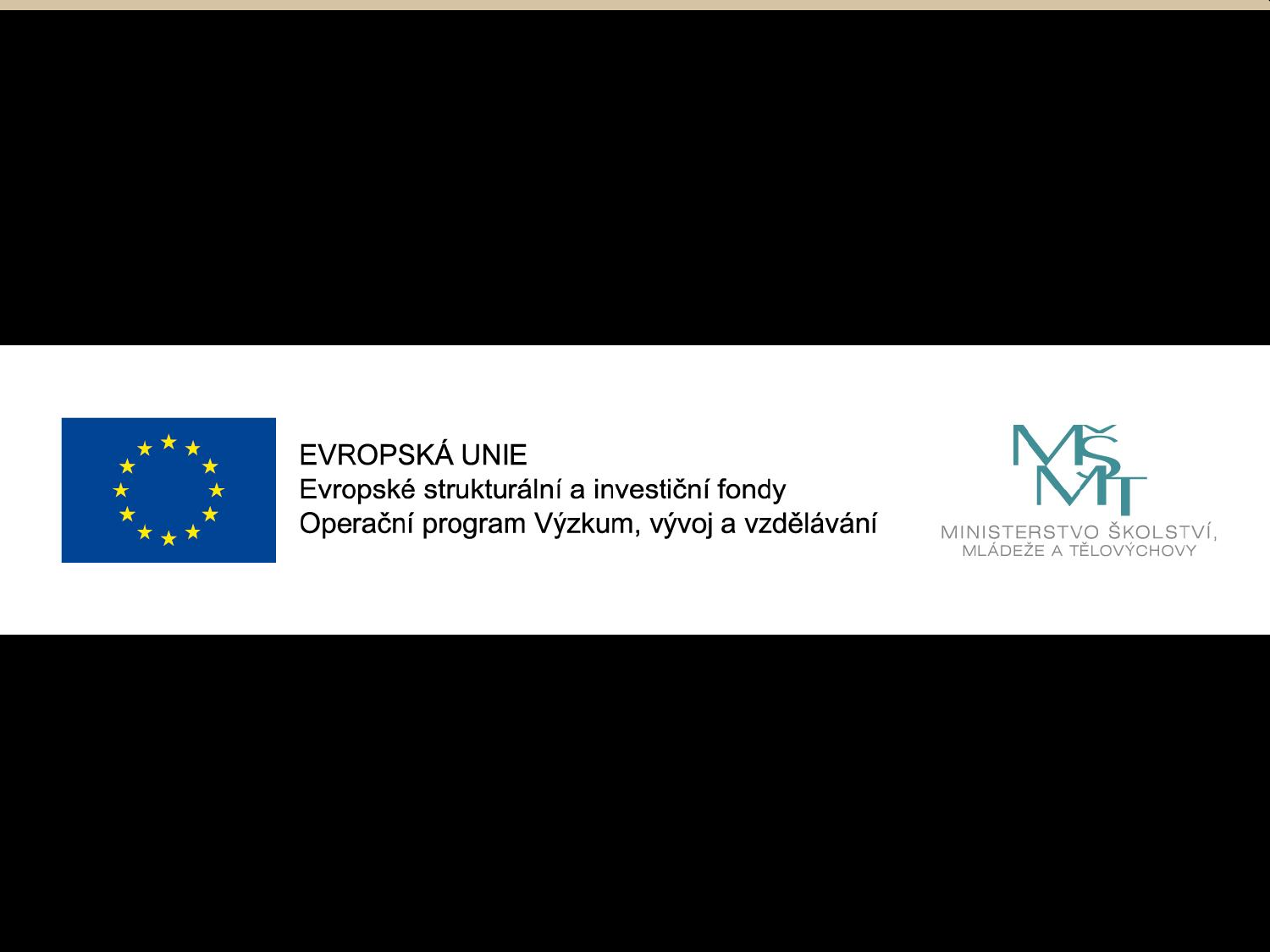EVROPSKÁ UNIE
Evropské strukturální a investiční fondy
Operační program Výzkum, vývoj a vzdělávání

MINISTERSTVO ŠKOLSTVÍ,
MLÁDEŽE A TĚLOVÝCHOVY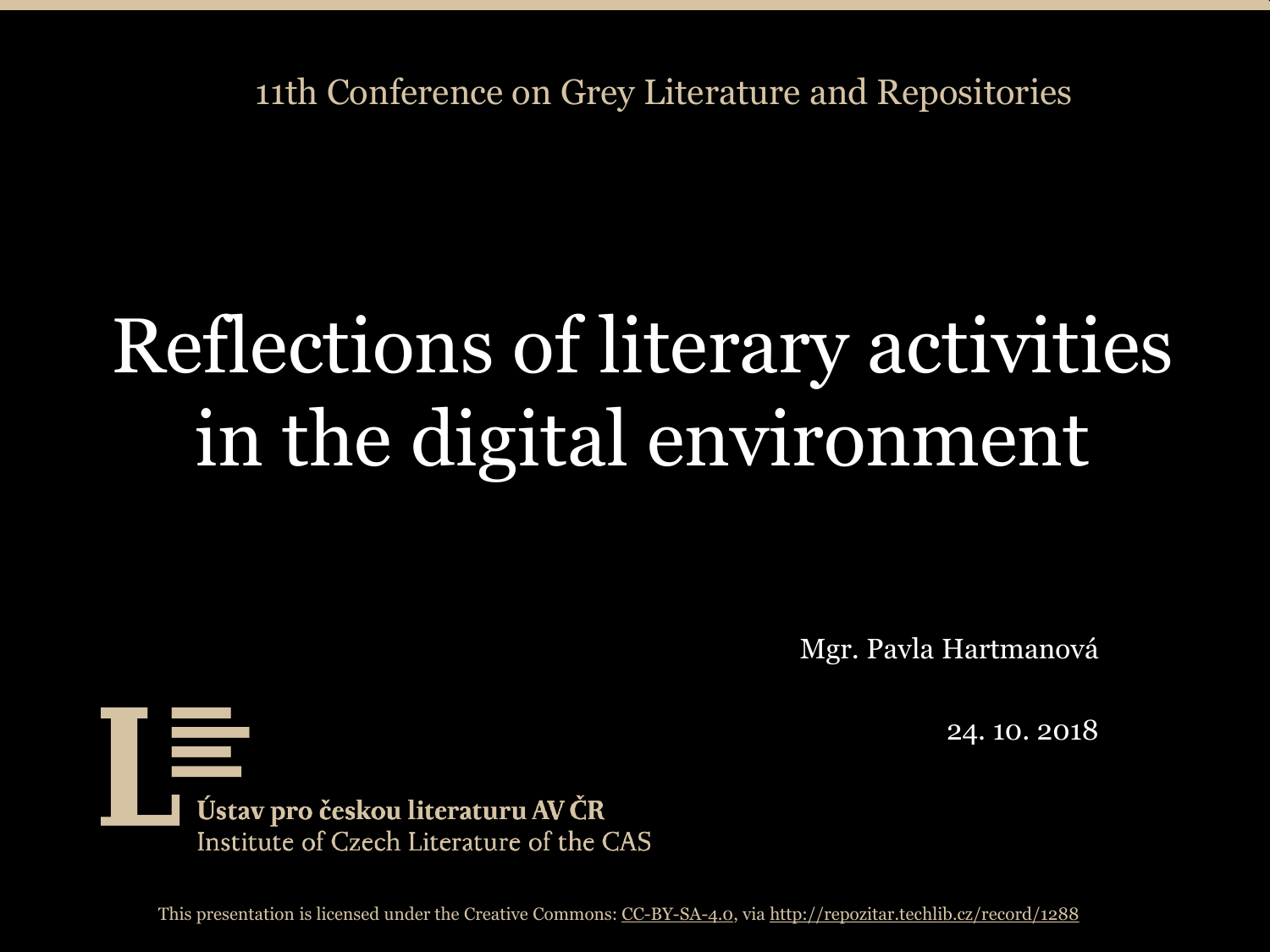11th Conference on Grey Literature and Repositories

# Reflections of literary activities in the digital environment

Mgr. Pavla Hartmanová

24. 10. 2018

**Ústav pro českou literaturu AV ČR**
Institute of Czech Literature of the CAS

This presentation is licensed under the Creative Commons: CC-BY-SA-4.0, via http://repozitar.techlib.cz/record/1288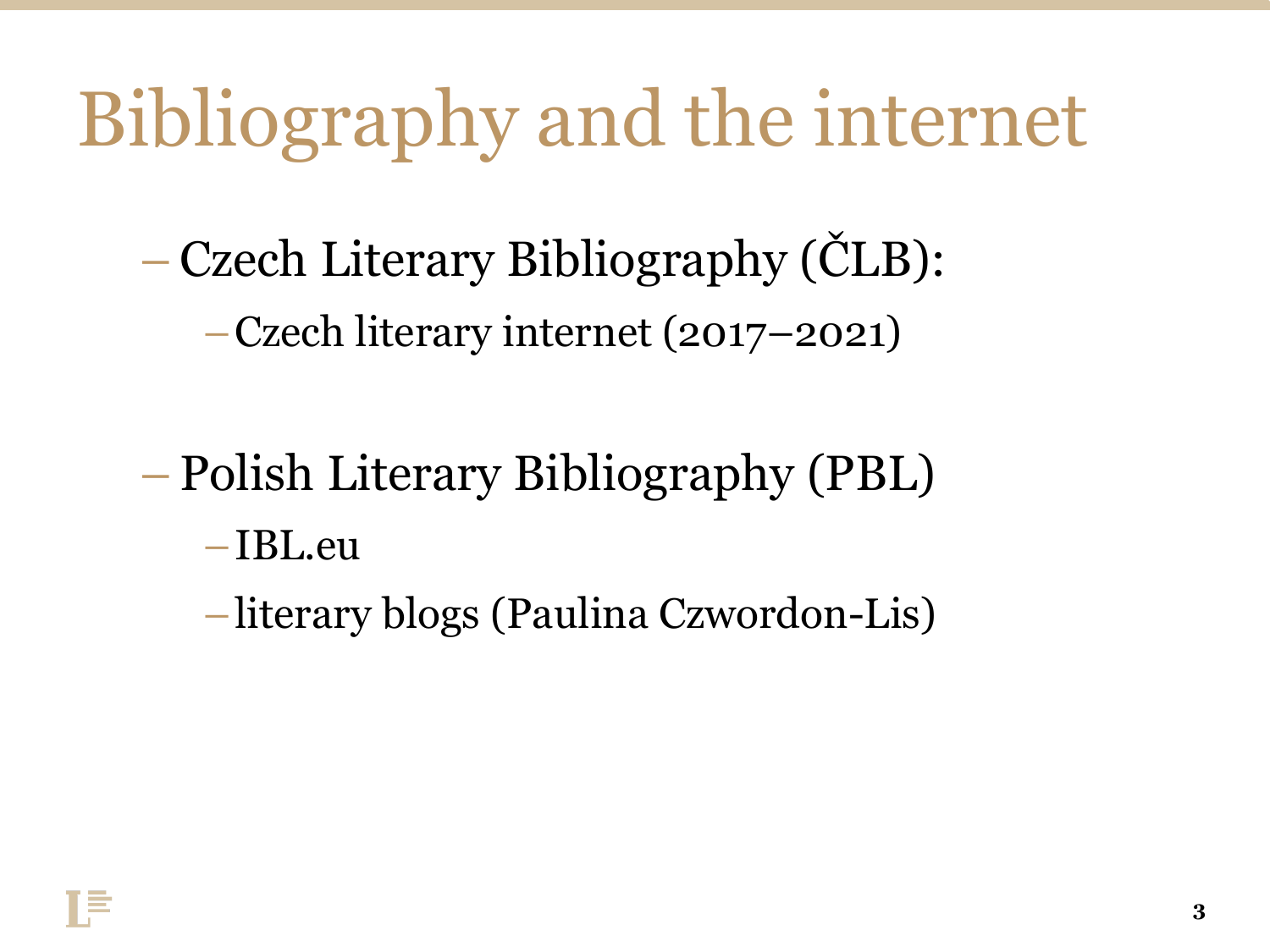# Bibliography and the internet

- Czech Literary Bibliography (ČLB):
  - Czech literary internet (2017–2021)

- Polish Literary Bibliography (PBL)
  - IBL.eu
  - literary blogs (Paulina Czwordon-Lis)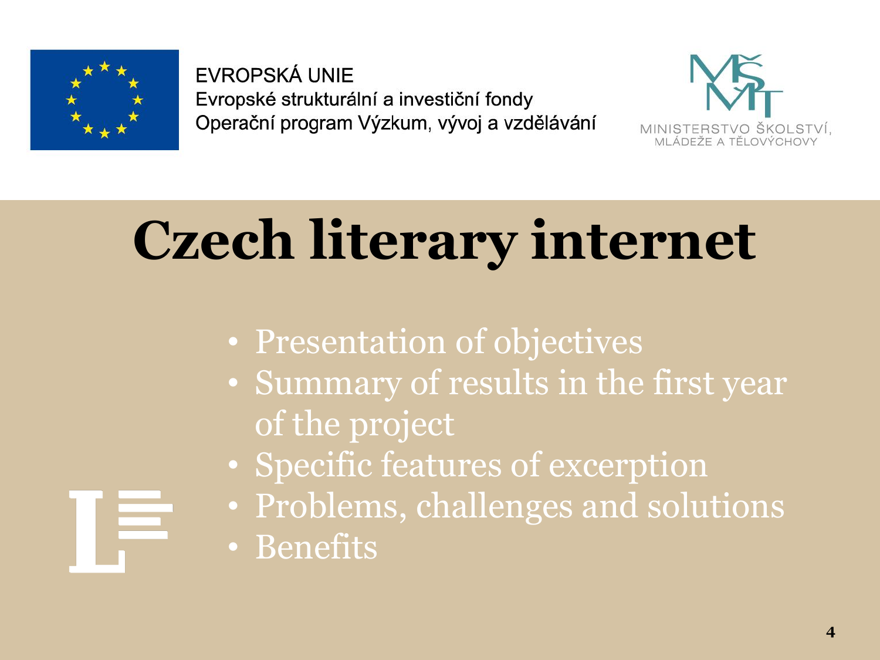EVROPSKÁ UNIE
Evropské strukturální a investiční fondy
Operační program Výzkum, vývoj a vzdělávání

MINISTERSTVO ŠKOLSTVÍ, MLÁDEŽE A TĚLOVÝCHOVY

# Czech literary internet

- Presentation of objectives
- Summary of results in the first year of the project
- Specific features of excerption
- Problems, challenges and solutions
- Benefits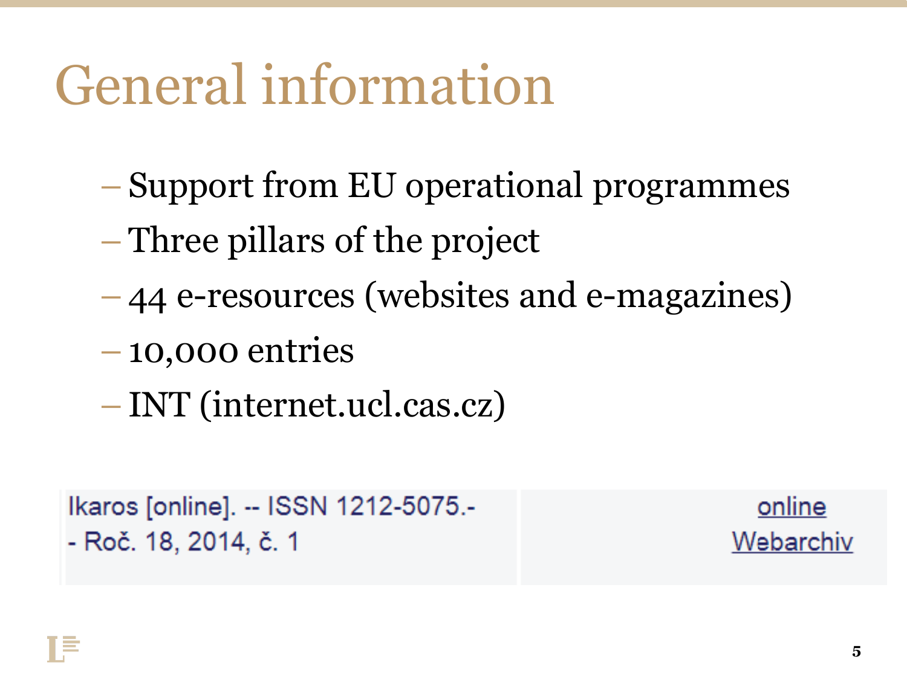# General information

- Support from EU operational programmes
- Three pillars of the project
- 44 e-resources (websites and e-magazines)
- 10,000 entries
- INT (internet.ucl.cas.cz)

| | |
|---|---|
| Ikaros [online]. -- ISSN 1212-5075.- - Roč. 18, 2014, č. 1 | online Webarchiv |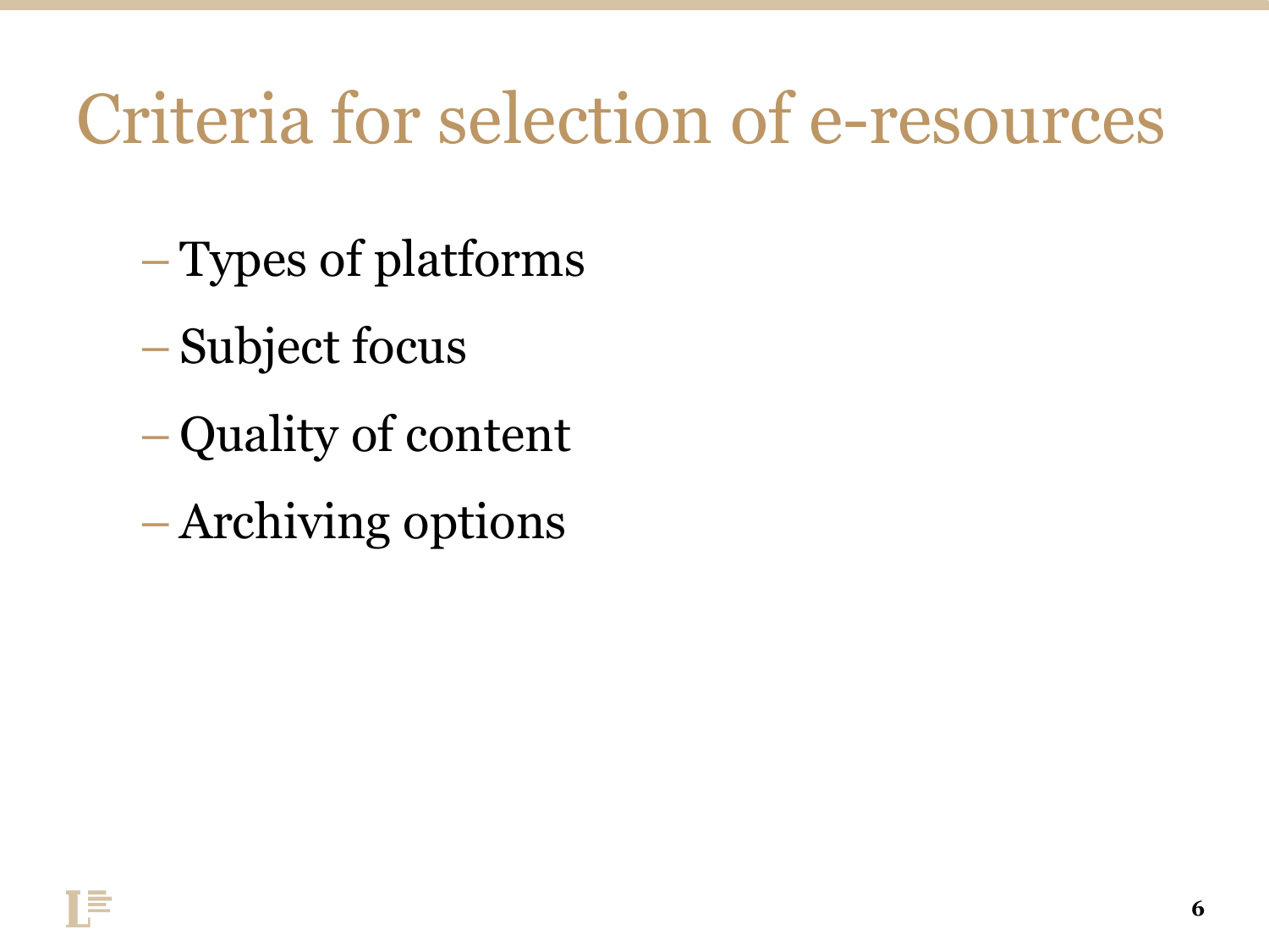# Criteria for selection of e-resources

- Types of platforms
- Subject focus
- Quality of content
- Archiving options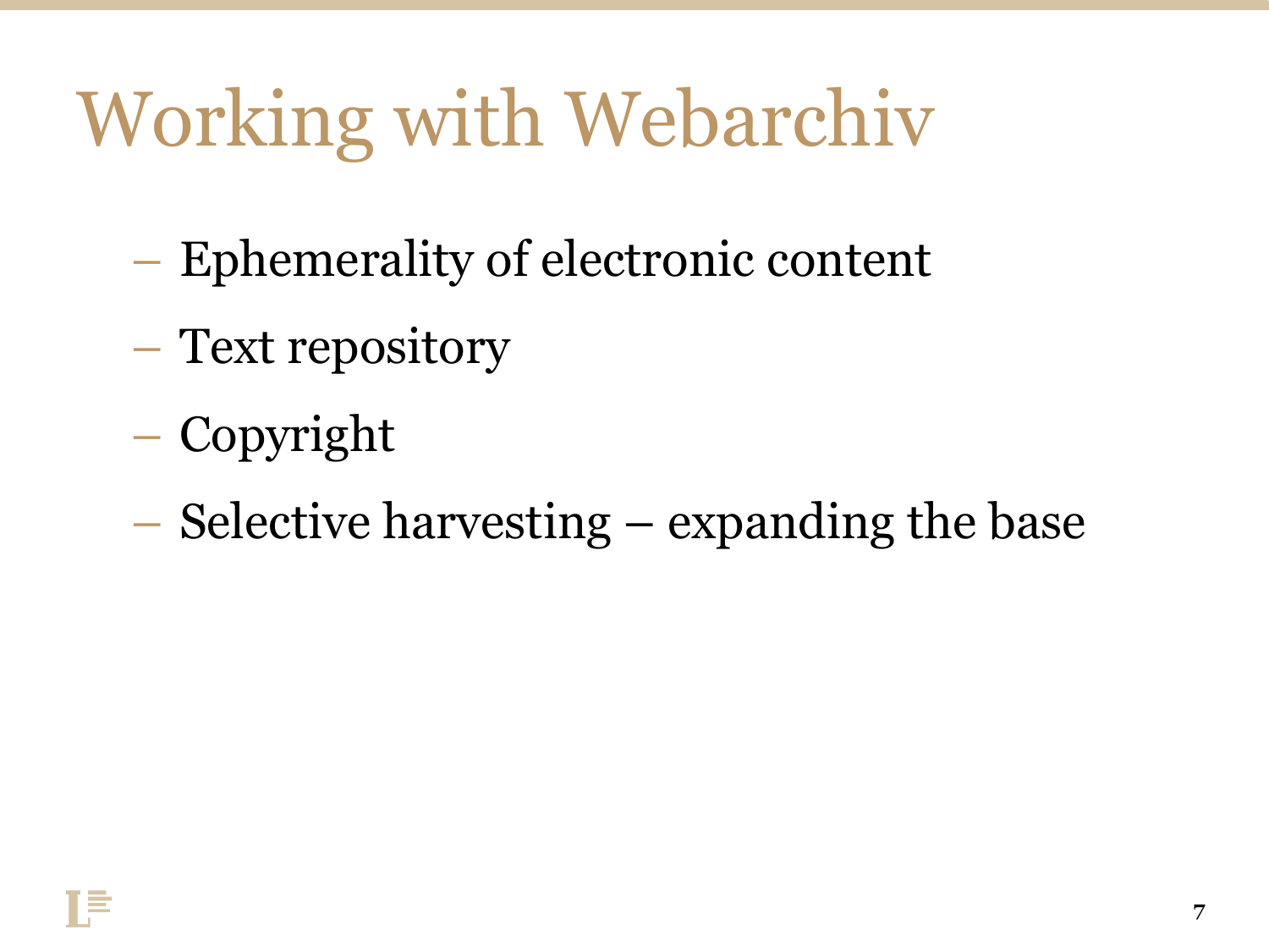# Working with Webarchiv

- Ephemerality of electronic content
- Text repository
- Copyright
- Selective harvesting – expanding the base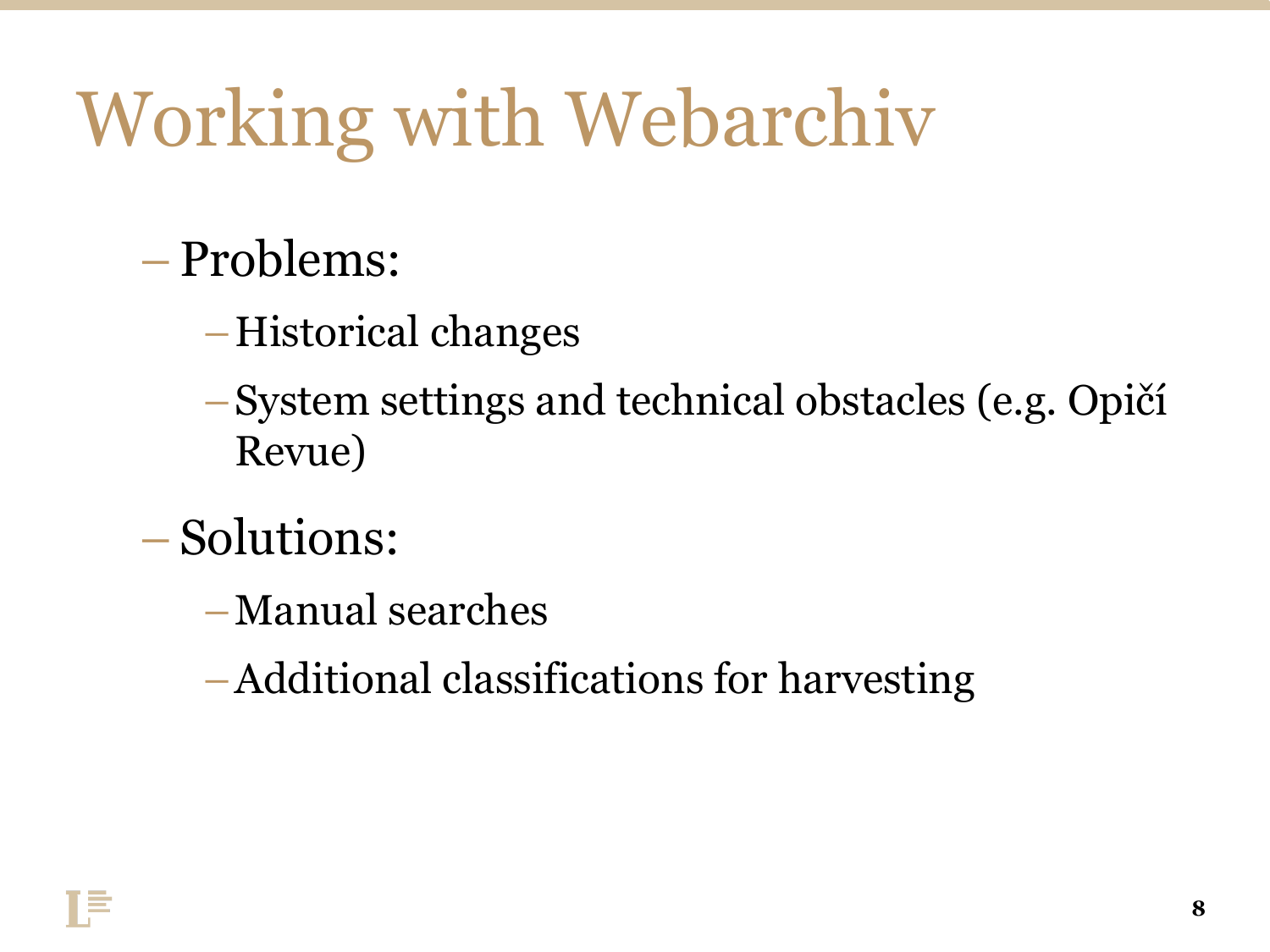# Working with Webarchiv

- Problems:
  - Historical changes
  - System settings and technical obstacles (e.g. Opičí Revue)
- Solutions:
  - Manual searches
  - Additional classifications for harvesting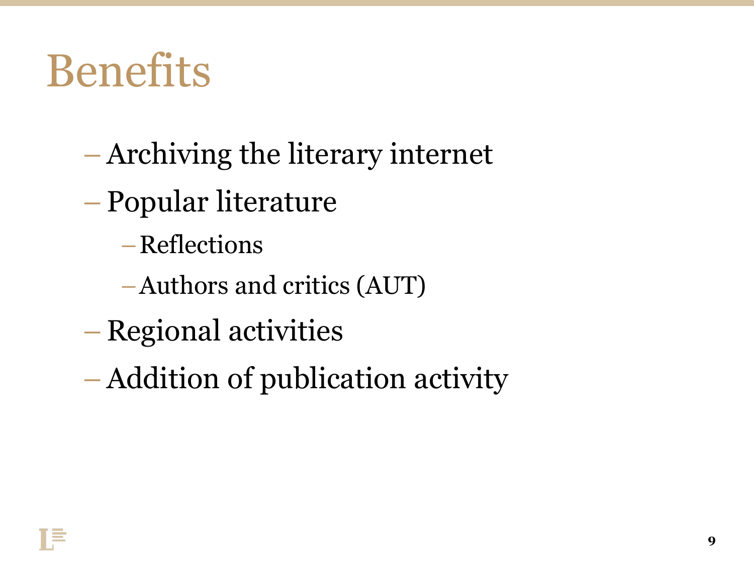# Benefits

- Archiving the literary internet
- Popular literature
  - Reflections
  - Authors and critics (AUT)
- Regional activities
- Addition of publication activity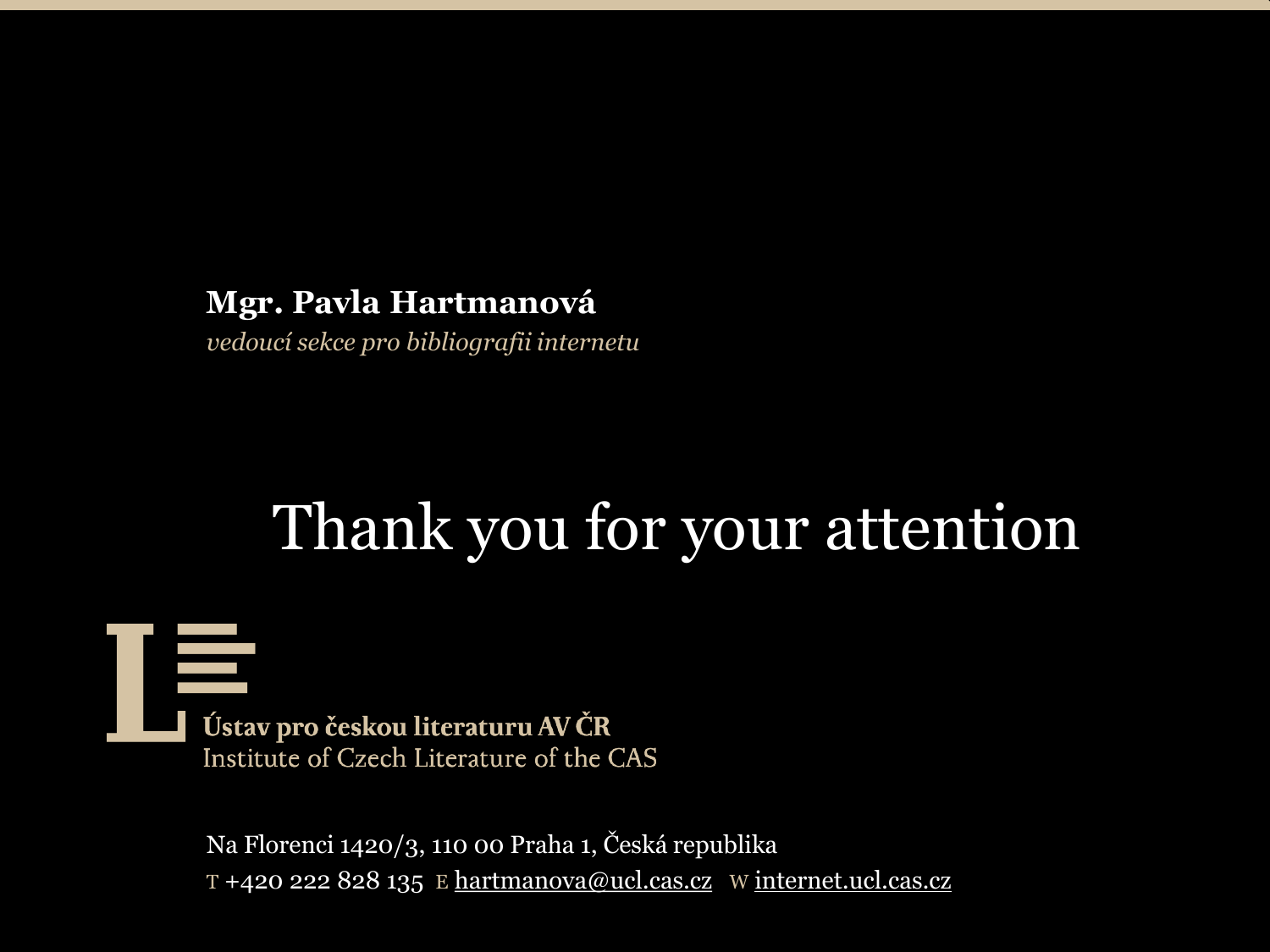**Mgr. Pavla Hartmanová**

*vedoucí sekce pro bibliografii internetu*

# Thank you for your attention

**Ústav pro českou literaturu AV ČR**

Institute of Czech Literature of the CAS

Na Florenci 1420/3, 110 00 Praha 1, Česká republika

T +420 222 828 135 E hartmanova@ucl.cas.cz W internet.ucl.cas.cz